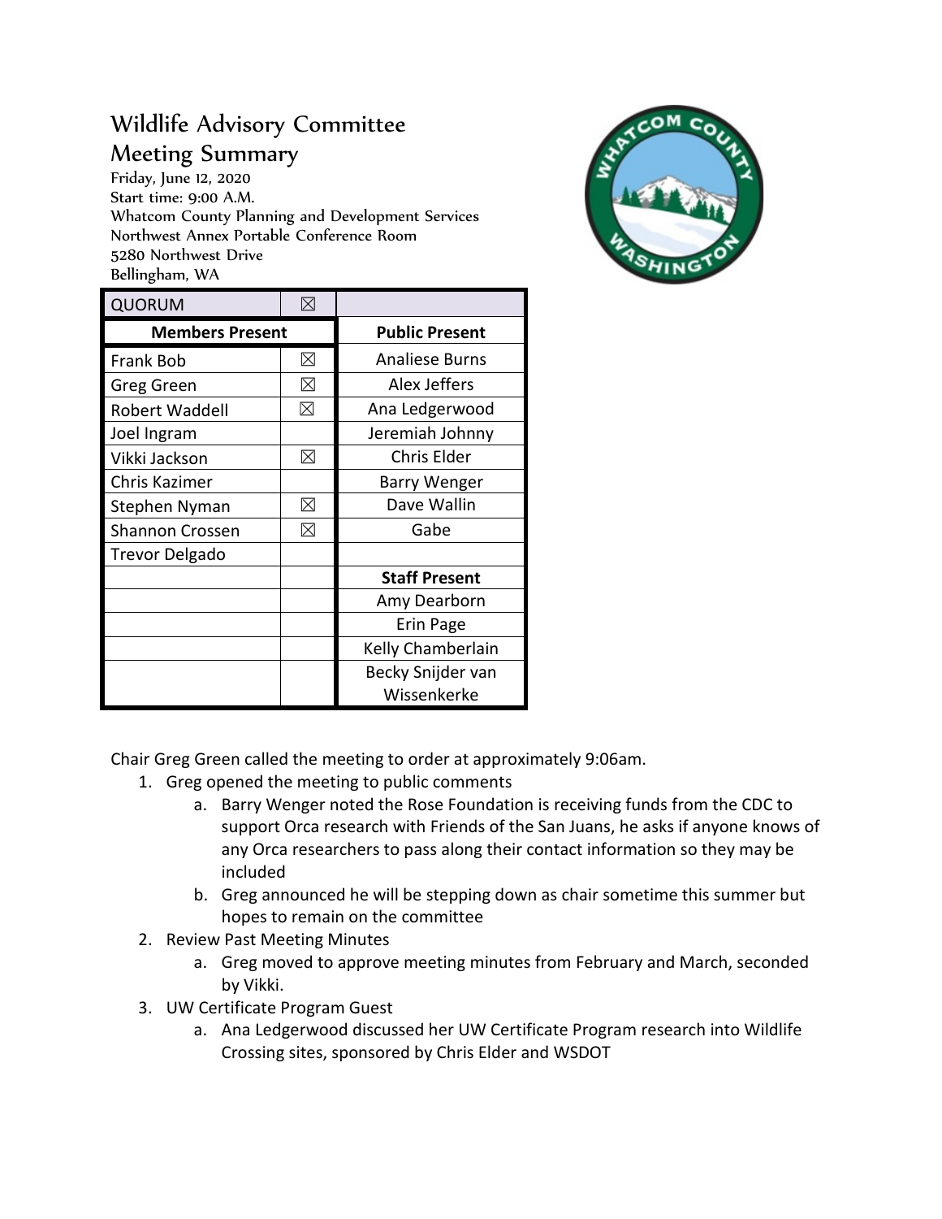# Wildlife Advisory Committee
## Meeting Summary

Friday, June 12, 2020
Start time: 9:00 A.M.
Whatcom County Planning and Development Services
Northwest Annex Portable Conference Room
5280 Northwest Drive
Bellingham, WA

| QUORUM | ☒ | |
|---|---|---|
| **Members Present** | | **Public Present** |
| Frank Bob | ☒ | Analiese Burns |
| Greg Green | ☒ | Alex Jeffers |
| Robert Waddell | ☒ | Ana Ledgerwood |
| Joel Ingram | | Jeremiah Johnny |
| Vikki Jackson | ☒ | Chris Elder |
| Chris Kazimer | | Barry Wenger |
| Stephen Nyman | ☒ | Dave Wallin |
| Shannon Crossen | ☒ | Gabe |
| Trevor Delgado | | |
| | | **Staff Present** |
| | | Amy Dearborn |
| | | Erin Page |
| | | Kelly Chamberlain |
| | | Becky Snijder van Wissenkerke |

Chair Greg Green called the meeting to order at approximately 9:06am.

1. Greg opened the meeting to public comments
   a. Barry Wenger noted the Rose Foundation is receiving funds from the CDC to support Orca research with Friends of the San Juans, he asks if anyone knows of any Orca researchers to pass along their contact information so they may be included
   b. Greg announced he will be stepping down as chair sometime this summer but hopes to remain on the committee
2. Review Past Meeting Minutes
   a. Greg moved to approve meeting minutes from February and March, seconded by Vikki.
3. UW Certificate Program Guest
   a. Ana Ledgerwood discussed her UW Certificate Program research into Wildlife Crossing sites, sponsored by Chris Elder and WSDOT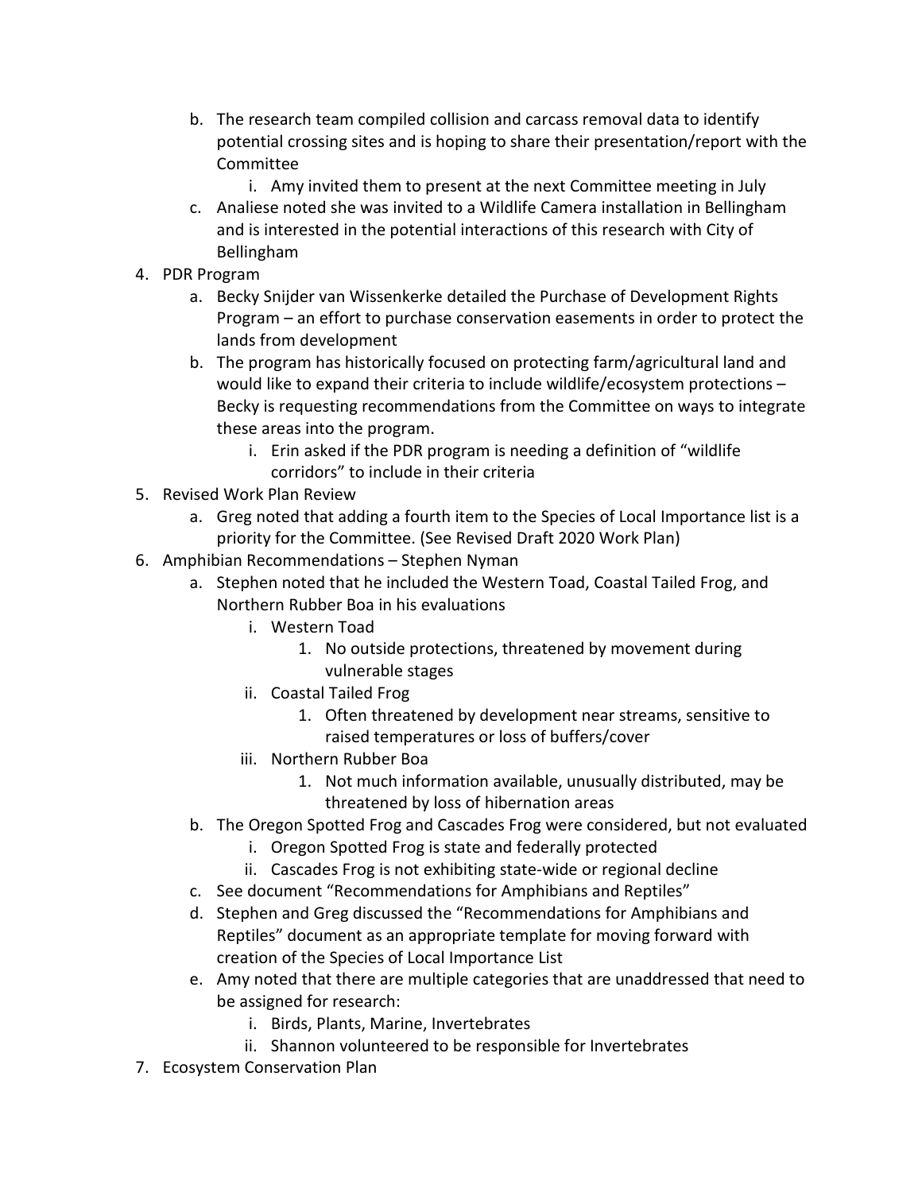b. The research team compiled collision and carcass removal data to identify potential crossing sites and is hoping to share their presentation/report with the Committee
      i. Amy invited them to present at the next Committee meeting in July
   c. Analiese noted she was invited to a Wildlife Camera installation in Bellingham and is interested in the potential interactions of this research with City of Bellingham

4. PDR Program
   a. Becky Snijder van Wissenkerke detailed the Purchase of Development Rights Program – an effort to purchase conservation easements in order to protect the lands from development
   b. The program has historically focused on protecting farm/agricultural land and would like to expand their criteria to include wildlife/ecosystem protections – Becky is requesting recommendations from the Committee on ways to integrate these areas into the program.
      i. Erin asked if the PDR program is needing a definition of "wildlife corridors" to include in their criteria

5. Revised Work Plan Review
   a. Greg noted that adding a fourth item to the Species of Local Importance list is a priority for the Committee. (See Revised Draft 2020 Work Plan)

6. Amphibian Recommendations – Stephen Nyman
   a. Stephen noted that he included the Western Toad, Coastal Tailed Frog, and Northern Rubber Boa in his evaluations
      i. Western Toad
         1. No outside protections, threatened by movement during vulnerable stages
      ii. Coastal Tailed Frog
         1. Often threatened by development near streams, sensitive to raised temperatures or loss of buffers/cover
      iii. Northern Rubber Boa
         1. Not much information available, unusually distributed, may be threatened by loss of hibernation areas
   b. The Oregon Spotted Frog and Cascades Frog were considered, but not evaluated
      i. Oregon Spotted Frog is state and federally protected
      ii. Cascades Frog is not exhibiting state-wide or regional decline
   c. See document "Recommendations for Amphibians and Reptiles"
   d. Stephen and Greg discussed the "Recommendations for Amphibians and Reptiles" document as an appropriate template for moving forward with creation of the Species of Local Importance List
   e. Amy noted that there are multiple categories that are unaddressed that need to be assigned for research:
      i. Birds, Plants, Marine, Invertebrates
      ii. Shannon volunteered to be responsible for Invertebrates

7. Ecosystem Conservation Plan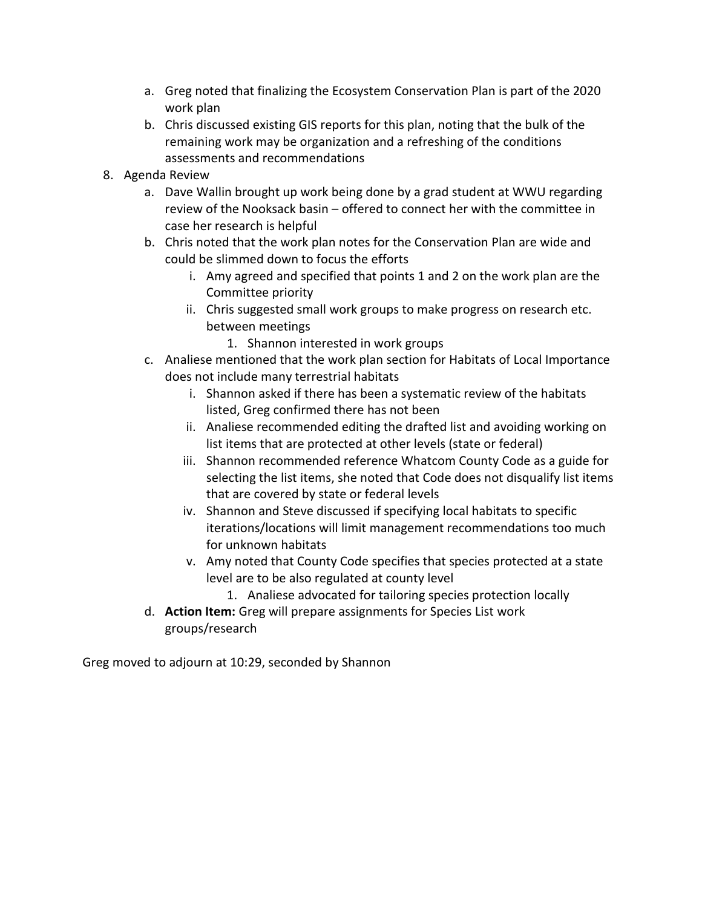a. Greg noted that finalizing the Ecosystem Conservation Plan is part of the 2020 work plan
   b. Chris discussed existing GIS reports for this plan, noting that the bulk of the remaining work may be organization and a refreshing of the conditions assessments and recommendations

8. Agenda Review
   a. Dave Wallin brought up work being done by a grad student at WWU regarding review of the Nooksack basin – offered to connect her with the committee in case her research is helpful
   b. Chris noted that the work plan notes for the Conservation Plan are wide and could be slimmed down to focus the efforts
      i. Amy agreed and specified that points 1 and 2 on the work plan are the Committee priority
      ii. Chris suggested small work groups to make progress on research etc. between meetings
         1. Shannon interested in work groups
   c. Analiese mentioned that the work plan section for Habitats of Local Importance does not include many terrestrial habitats
      i. Shannon asked if there has been a systematic review of the habitats listed, Greg confirmed there has not been
      ii. Analiese recommended editing the drafted list and avoiding working on list items that are protected at other levels (state or federal)
      iii. Shannon recommended reference Whatcom County Code as a guide for selecting the list items, she noted that Code does not disqualify list items that are covered by state or federal levels
      iv. Shannon and Steve discussed if specifying local habitats to specific iterations/locations will limit management recommendations too much for unknown habitats
      v. Amy noted that County Code specifies that species protected at a state level are to be also regulated at county level
         1. Analiese advocated for tailoring species protection locally
   d. **Action Item:** Greg will prepare assignments for Species List work groups/research

Greg moved to adjourn at 10:29, seconded by Shannon